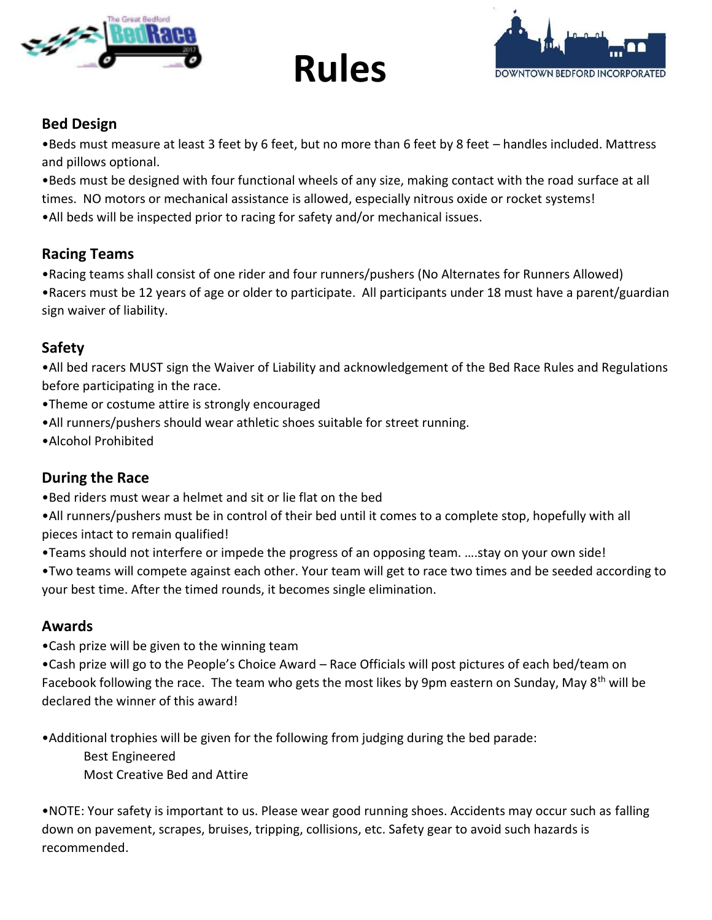# Rules

## Bed Design

- Beds must measure at least 3 feet by 6 feet, but no more than 6 feet by 8 feet – handles included. Mattress and pillows optional.
- Beds must be designed with four functional wheels of any size, making contact with the road surface at all times. NO motors or mechanical assistance is allowed, especially nitrous oxide or rocket systems!
- All beds will be inspected prior to racing for safety and/or mechanical issues.

## Racing Teams

- Racing teams shall consist of one rider and four runners/pushers (No Alternates for Runners Allowed)
- Racers must be 12 years of age or older to participate. All participants under 18 must have a parent/guardian sign waiver of liability.

## Safety

- All bed racers MUST sign the Waiver of Liability and acknowledgement of the Bed Race Rules and Regulations before participating in the race.
- Theme or costume attire is strongly encouraged
- All runners/pushers should wear athletic shoes suitable for street running.
- Alcohol Prohibited

## During the Race

- Bed riders must wear a helmet and sit or lie flat on the bed
- All runners/pushers must be in control of their bed until it comes to a complete stop, hopefully with all pieces intact to remain qualified!
- Teams should not interfere or impede the progress of an opposing team. ….stay on your own side!
- Two teams will compete against each other. Your team will get to race two times and be seeded according to your best time. After the timed rounds, it becomes single elimination.

## Awards

- Cash prize will be given to the winning team
- Cash prize will go to the People's Choice Award – Race Officials will post pictures of each bed/team on Facebook following the race. The team who gets the most likes by 9pm eastern on Sunday, May 8th will be declared the winner of this award!

- Additional trophies will be given for the following from judging during the bed parade:
  - Best Engineered
  - Most Creative Bed and Attire

- NOTE: Your safety is important to us. Please wear good running shoes. Accidents may occur such as falling down on pavement, scrapes, bruises, tripping, collisions, etc. Safety gear to avoid such hazards is recommended.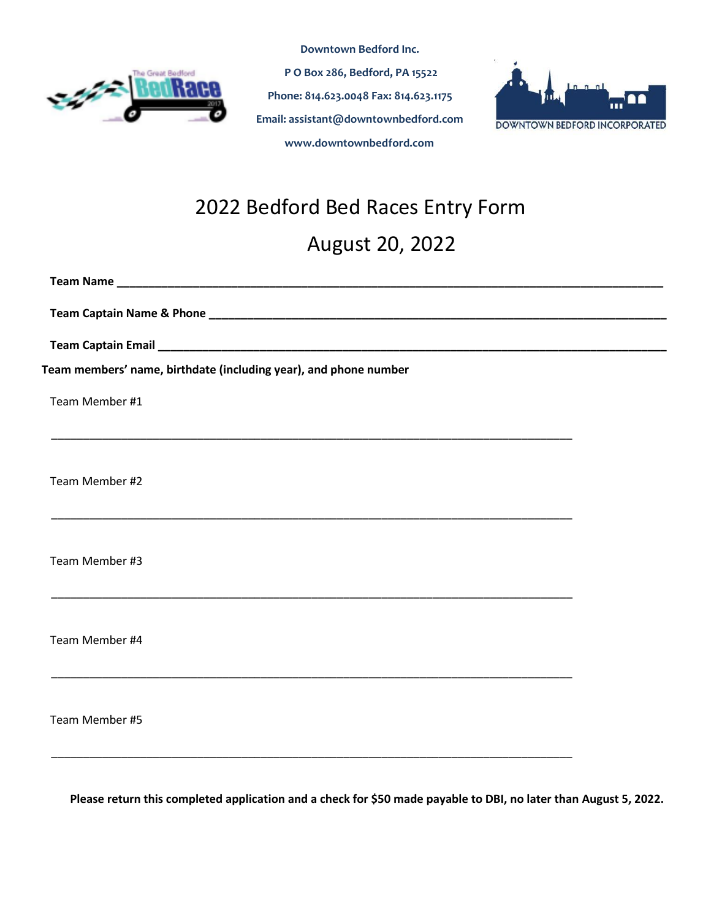**Downtown Bedford Inc.**

**P O Box 286, Bedford, PA 15522**

**Phone: 814.623.0048 Fax: 814.623.1175**

**Email: assistant@downtownbedford.com**

**www.downtownbedford.com**

# 2022 Bedford Bed Races Entry Form

## August 20, 2022

**Team Name** ____________________________________________________________

**Team Captain Name & Phone** ____________________________________________________

**Team Captain Email** _________________________________________________________

**Team members' name, birthdate (including year), and phone number**

Team Member #1

_______________________________________________________________________

Team Member #2

_______________________________________________________________________

Team Member #3

_______________________________________________________________________

Team Member #4

_______________________________________________________________________

Team Member #5

_______________________________________________________________________

**Please return this completed application and a check for $50 made payable to DBI, no later than August 5, 2022.**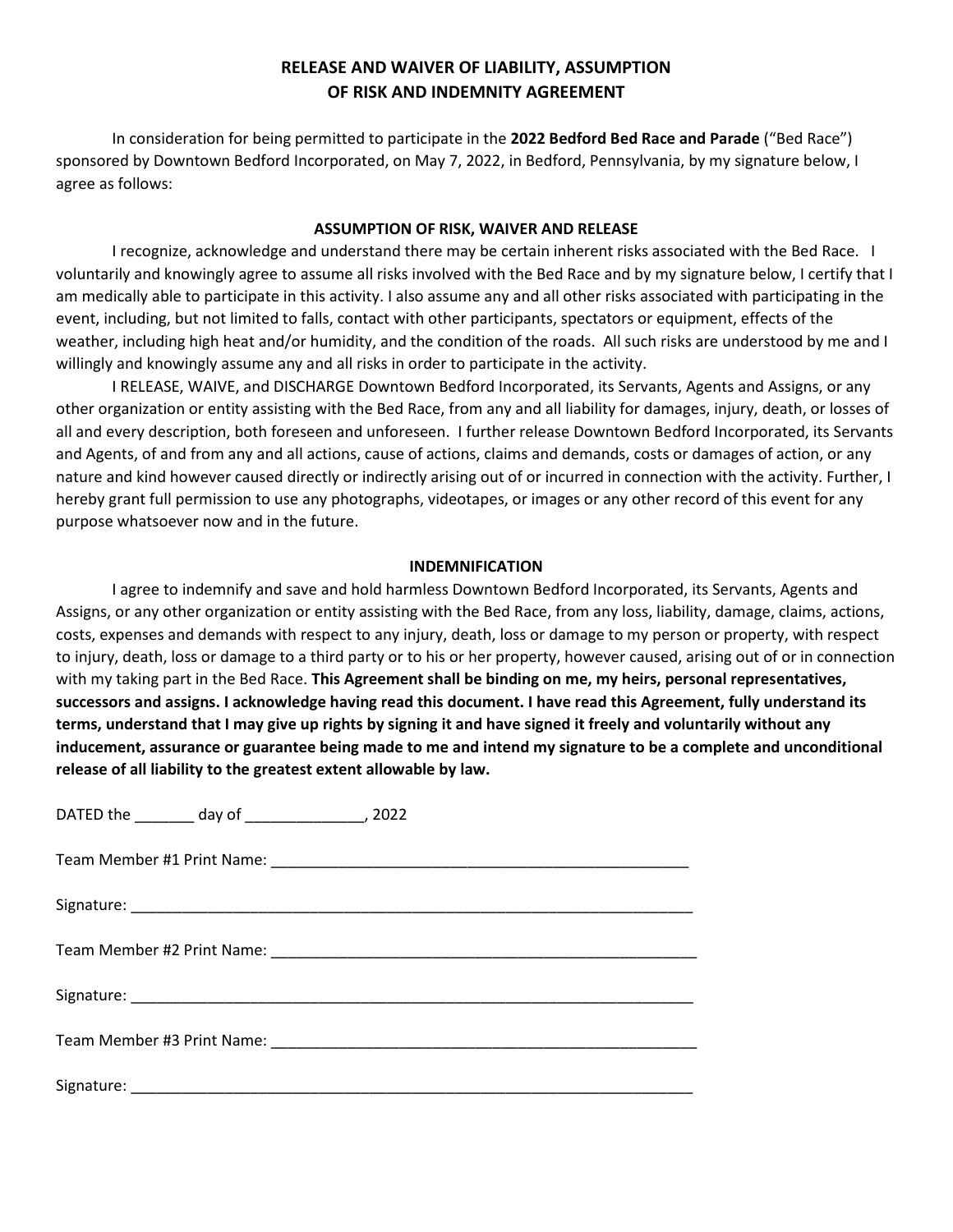# RELEASE AND WAIVER OF LIABILITY, ASSUMPTION OF RISK AND INDEMNITY AGREEMENT

In consideration for being permitted to participate in the **2022 Bedford Bed Race and Parade** ("Bed Race") sponsored by Downtown Bedford Incorporated, on May 7, 2022, in Bedford, Pennsylvania, by my signature below, I agree as follows:

## ASSUMPTION OF RISK, WAIVER AND RELEASE

I recognize, acknowledge and understand there may be certain inherent risks associated with the Bed Race. I voluntarily and knowingly agree to assume all risks involved with the Bed Race and by my signature below, I certify that I am medically able to participate in this activity. I also assume any and all other risks associated with participating in the event, including, but not limited to falls, contact with other participants, spectators or equipment, effects of the weather, including high heat and/or humidity, and the condition of the roads. All such risks are understood by me and I willingly and knowingly assume any and all risks in order to participate in the activity.

I RELEASE, WAIVE, and DISCHARGE Downtown Bedford Incorporated, its Servants, Agents and Assigns, or any other organization or entity assisting with the Bed Race, from any and all liability for damages, injury, death, or losses of all and every description, both foreseen and unforeseen. I further release Downtown Bedford Incorporated, its Servants and Agents, of and from any and all actions, cause of actions, claims and demands, costs or damages of action, or any nature and kind however caused directly or indirectly arising out of or incurred in connection with the activity. Further, I hereby grant full permission to use any photographs, videotapes, or images or any other record of this event for any purpose whatsoever now and in the future.

## INDEMNIFICATION

I agree to indemnify and save and hold harmless Downtown Bedford Incorporated, its Servants, Agents and Assigns, or any other organization or entity assisting with the Bed Race, from any loss, liability, damage, claims, actions, costs, expenses and demands with respect to any injury, death, loss or damage to my person or property, with respect to injury, death, loss or damage to a third party or to his or her property, however caused, arising out of or in connection with my taking part in the Bed Race. **This Agreement shall be binding on me, my heirs, personal representatives, successors and assigns. I acknowledge having read this document. I have read this Agreement, fully understand its terms, understand that I may give up rights by signing it and have signed it freely and voluntarily without any inducement, assurance or guarantee being made to me and intend my signature to be a complete and unconditional release of all liability to the greatest extent allowable by law.**

DATED the _______ day of ______________, 2022

Team Member #1 Print Name: ___________________________________________________

Signature: ______________________________________________________________________

Team Member #2 Print Name: ___________________________________________________

Signature: ______________________________________________________________________

Team Member #3 Print Name: ___________________________________________________

Signature: ______________________________________________________________________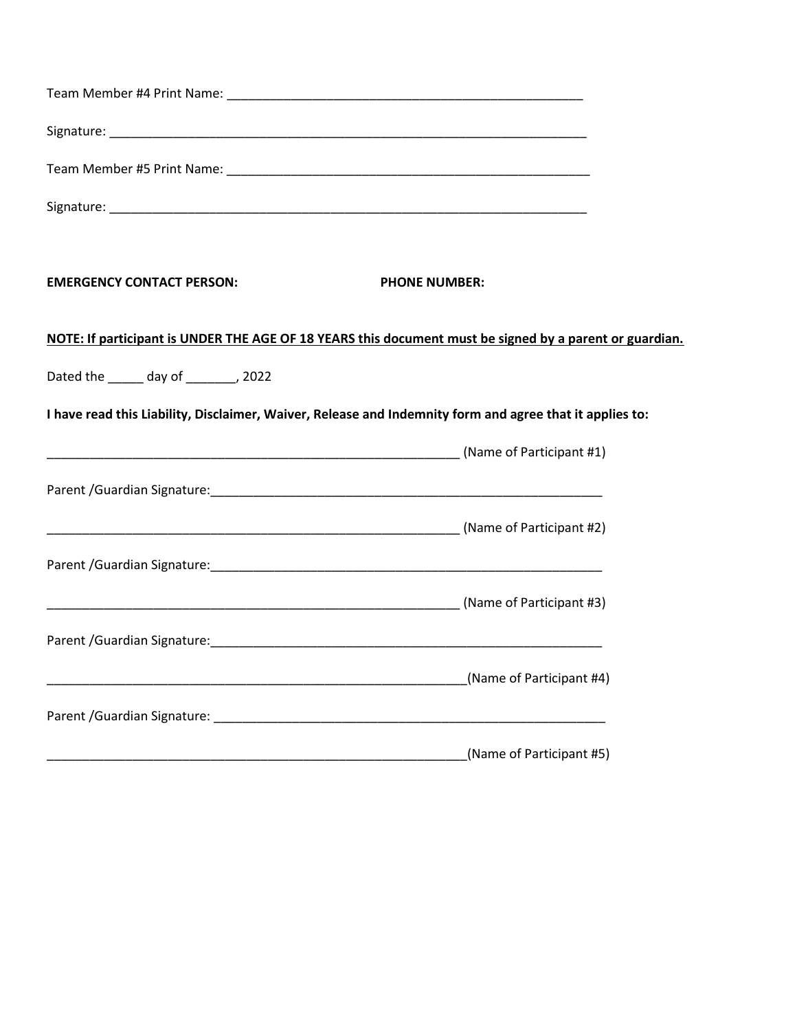Team Member #4 Print Name: ____________________________________________________

Signature: ______________________________________________________________________

Team Member #5 Print Name: _____________________________________________________

Signature: ______________________________________________________________________

**EMERGENCY CONTACT PERSON:** **PHONE NUMBER:**

**NOTE: If participant is UNDER THE AGE OF 18 YEARS this document must be signed by a parent or guardian.**

Dated the _____ day of _______, 2022

**I have read this Liability, Disclaimer, Waiver, Release and Indemnity form and agree that it applies to:**

_____________________________________________________________ (Name of Participant #1)

Parent /Guardian Signature:__________________________________________________________

_____________________________________________________________ (Name of Participant #2)

Parent /Guardian Signature:__________________________________________________________

_____________________________________________________________ (Name of Participant #3)

Parent /Guardian Signature:__________________________________________________________

______________________________________________________________(Name of Participant #4)

Parent /Guardian Signature: __________________________________________________________

______________________________________________________________(Name of Participant #5)